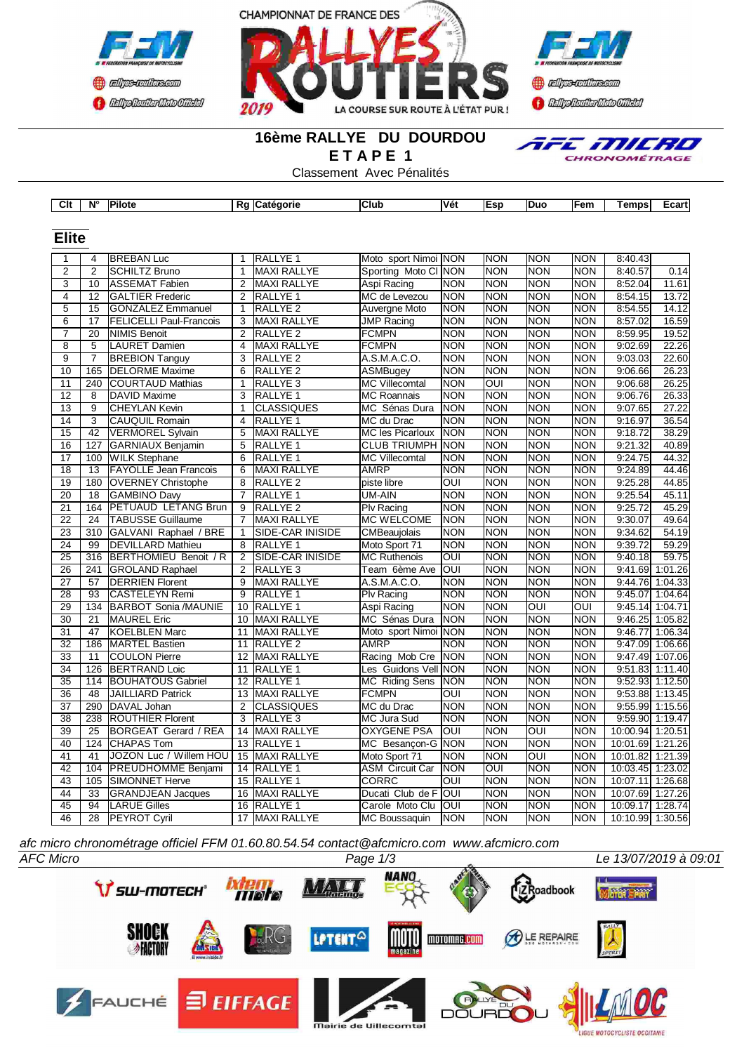CHAMPIONNAT DE FRANCE DES RALLYES ROUTIERS 2019

LA COURSE SUR ROUTE À L'ÉTAT PUR !

# 16ème RALLYE DU DOURDOU

## ETAPE 1

Classement Avec Pénalités

## Elite

| Clt | N° | Pilote | Rg | Catégorie | Club | Vét | Esp | Duo | Fem | Temps | Ecart |
|---|---|---|---|---|---|---|---|---|---|---|---|
| 1 | 4 | BREBAN Luc | 1 | RALLYE 1 | Moto sport Nimoi | NON | NON | NON | NON | 8:40.43 | |
| 2 | 2 | SCHILTZ Bruno | 1 | MAXI RALLYE | Sporting Moto Cl | NON | NON | NON | NON | 8:40.57 | 0.14 |
| 3 | 10 | ASSEMAT Fabien | 2 | MAXI RALLYE | Aspi Racing | NON | NON | NON | NON | 8:52.04 | 11.61 |
| 4 | 12 | GALTIER Frederic | 2 | RALLYE 1 | MC de Levezou | NON | NON | NON | NON | 8:54.15 | 13.72 |
| 5 | 15 | GONZALEZ Emmanuel | 1 | RALLYE 2 | Auvergne Moto | NON | NON | NON | NON | 8:54.55 | 14.12 |
| 6 | 17 | FELICELLI Paul-Francois | 3 | MAXI RALLYE | JMP Racing | NON | NON | NON | NON | 8:57.02 | 16.59 |
| 7 | 20 | NIMIS Benoit | 2 | RALLYE 2 | FCMPN | NON | NON | NON | NON | 8:59.95 | 19.52 |
| 8 | 5 | LAURET Damien | 4 | MAXI RALLYE | FCMPN | NON | NON | NON | NON | 9:02.69 | 22.26 |
| 9 | 7 | BREBION Tanguy | 3 | RALLYE 2 | A.S.M.A.C.O. | NON | NON | NON | NON | 9:03.03 | 22.60 |
| 10 | 165 | DELORME Maxime | 6 | RALLYE 2 | ASMBugey | NON | NON | NON | NON | 9:06.66 | 26.23 |
| 11 | 240 | COURTAUD Mathias | 1 | RALLYE 3 | MC Villecomtal | NON | OUI | NON | NON | 9:06.68 | 26.25 |
| 12 | 8 | DAVID Maxime | 3 | RALLYE 1 | MC Roannais | NON | NON | NON | NON | 9:06.76 | 26.33 |
| 13 | 9 | CHEYLAN Kevin | 1 | CLASSIQUES | MC Sénas Dura | NON | NON | NON | NON | 9:07.65 | 27.22 |
| 14 | 3 | CAUQUIL Romain | 4 | RALLYE 1 | MC du Drac | NON | NON | NON | NON | 9:16.97 | 36.54 |
| 15 | 42 | VERMOREL Sylvain | 5 | MAXI RALLYE | MC les Picarloux | NON | NON | NON | NON | 9:18.72 | 38.29 |
| 16 | 127 | GARNIAUX Benjamin | 5 | RALLYE 1 | CLUB TRIUMPH | NON | NON | NON | NON | 9:21.32 | 40.89 |
| 17 | 100 | WILK Stephane | 6 | RALLYE 1 | MC Villecomtal | NON | NON | NON | NON | 9:24.75 | 44.32 |
| 18 | 13 | FAYOLLE Jean Francois | 6 | MAXI RALLYE | AMRP | NON | NON | NON | NON | 9:24.89 | 44.46 |
| 19 | 180 | OVERNEY Christophe | 8 | RALLYE 2 | piste libre | OUI | NON | NON | NON | 9:25.28 | 44.85 |
| 20 | 18 | GAMBINO Davy | 7 | RALLYE 1 | UM-AIN | NON | NON | NON | NON | 9:25.54 | 45.11 |
| 21 | 164 | PETUAUD LETANG Brun | 9 | RALLYE 2 | Plv Racing | NON | NON | NON | NON | 9:25.72 | 45.29 |
| 22 | 24 | TABUSSE Guillaume | 7 | MAXI RALLYE | MC WELCOME | NON | NON | NON | NON | 9:30.07 | 49.64 |
| 23 | 310 | GALVANI Raphael / BRE | 1 | SIDE-CAR INISIDE | CMBeaujolais | NON | NON | NON | NON | 9:34.62 | 54.19 |
| 24 | 99 | DEVILLARD Mathieu | 8 | RALLYE 1 | Moto Sport 71 | NON | NON | NON | NON | 9:39.72 | 59.29 |
| 25 | 316 | BERTHOMIEU Benoit / R | 2 | SIDE-CAR INISIDE | MC Ruthenois | OUI | NON | NON | NON | 9:40.18 | 59.75 |
| 26 | 241 | GROLAND Raphael | 2 | RALLYE 3 | Team 6ème Ave | OUI | NON | NON | NON | 9:41.69 | 1:01.26 |
| 27 | 57 | DERRIEN Florent | 9 | MAXI RALLYE | A.S.M.A.C.O. | NON | NON | NON | NON | 9:44.76 | 1:04.33 |
| 28 | 93 | CASTELEYN Remi | 9 | RALLYE 1 | Plv Racing | NON | NON | NON | NON | 9:45.07 | 1:04.64 |
| 29 | 134 | BARBOT Sonia /MAUNIE | 10 | RALLYE 1 | Aspi Racing | NON | NON | OUI | OUI | 9:45.14 | 1:04.71 |
| 30 | 21 | MAUREL Eric | 10 | MAXI RALLYE | MC Sénas Dura | NON | NON | NON | NON | 9:46.25 | 1:05.82 |
| 31 | 47 | KOELBLEN Marc | 11 | MAXI RALLYE | Moto sport Nimoi | NON | NON | NON | NON | 9:46.77 | 1:06.34 |
| 32 | 186 | MARTEL Bastien | 11 | RALLYE 2 | AMRP | NON | NON | NON | NON | 9:47.09 | 1:06.66 |
| 33 | 11 | COULON Pierre | 12 | MAXI RALLYE | Racing Mob Cre | NON | NON | NON | NON | 9:47.49 | 1:07.06 |
| 34 | 126 | BERTRAND Loic | 11 | RALLYE 1 | Les Guidons Vell | NON | NON | NON | NON | 9:51.83 | 1:11.40 |
| 35 | 114 | BOUHATOUS Gabriel | 12 | RALLYE 1 | MC Riding Sens | NON | NON | NON | NON | 9:52.93 | 1:12.50 |
| 36 | 48 | JAILLIARD Patrick | 13 | MAXI RALLYE | FCMPN | OUI | NON | NON | NON | 9:53.88 | 1:13.45 |
| 37 | 290 | DAVAL Johan | 2 | CLASSIQUES | MC du Drac | NON | NON | NON | NON | 9:55.99 | 1:15.56 |
| 38 | 238 | ROUTHIER Florent | 3 | RALLYE 3 | MC Jura Sud | NON | NON | NON | NON | 9:59.90 | 1:19.47 |
| 39 | 25 | BORGEAT Gerard / REA | 14 | MAXI RALLYE | OXYGENE PSA | OUI | NON | OUI | NON | 10:00.94 | 1:20.51 |
| 40 | 124 | CHAPAS Tom | 13 | RALLYE 1 | MC Besançon-G | NON | NON | NON | NON | 10:01.69 | 1:21.26 |
| 41 | 41 | JOZON Luc / Willem HOU | 15 | MAXI RALLYE | Moto Sport 71 | NON | NON | OUI | NON | 10:01.82 | 1:21.39 |
| 42 | 104 | PREUDHOMME Benjami | 14 | RALLYE 1 | ASM Circuit Car | NON | OUI | NON | NON | 10:03.45 | 1:23.02 |
| 43 | 105 | SIMONNET Herve | 15 | RALLYE 1 | CORRC | OUI | NON | NON | NON | 10:07.11 | 1:26.68 |
| 44 | 33 | GRANDJEAN Jacques | 16 | MAXI RALLYE | Ducati Club de F | OUI | NON | NON | NON | 10:07.69 | 1:27.26 |
| 45 | 94 | LARUE Gilles | 16 | RALLYE 1 | Carole Moto Clu | OUI | NON | NON | NON | 10:09.17 | 1:28.74 |
| 46 | 28 | PEYROT Cyril | 17 | MAXI RALLYE | MC Boussaquin | NON | NON | NON | NON | 10:10.99 | 1:30.56 |

*afc micro chronométrage officiel FFM 01.60.80.54.54 contact@afcmicro.com www.afcmicro.com*

*AFC Micro* — *Le 13/07/2019 à 09:01*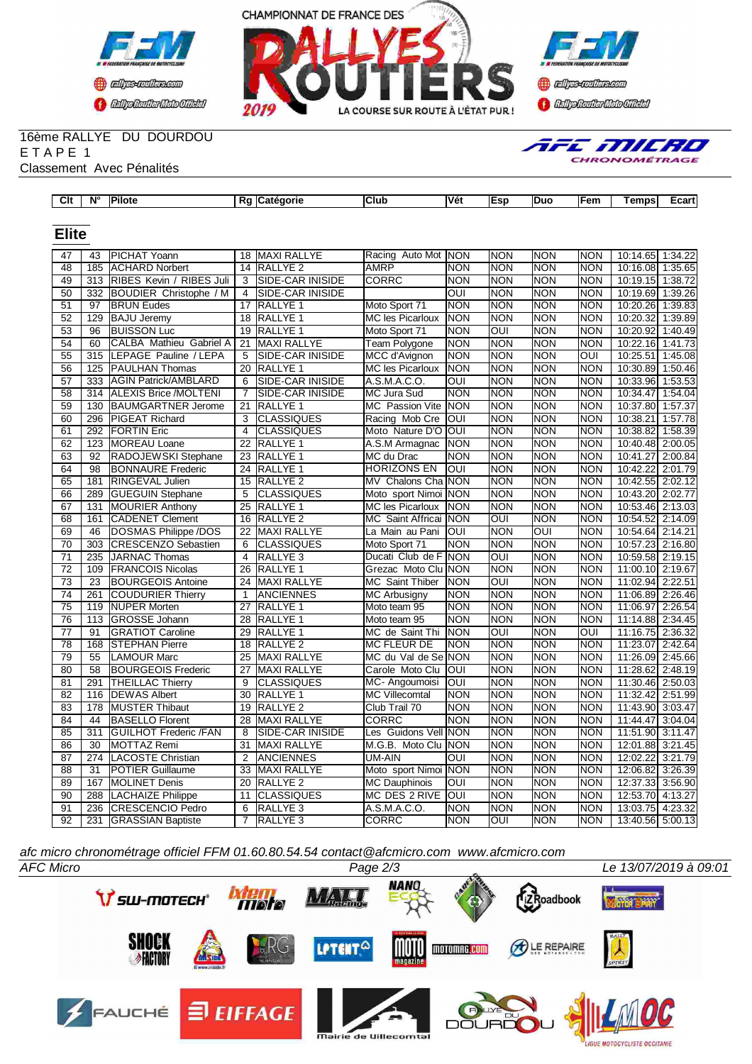16ème RALLYE DU DOURDOU
E T A P E 1
Classement Avec Pénalités

## Elite

| Clt | N° | Pilote | Rg | Catégorie | Club | Vét | Esp | Duo | Fem | Temps | Ecart |
|---|---|---|---|---|---|---|---|---|---|---|---|
| 47 | 43 | PICHAT Yoann | 18 | MAXI RALLYE | Racing Auto Mot | NON | NON | NON | NON | 10:14.65 | 1:34.22 |
| 48 | 185 | ACHARD Norbert | 14 | RALLYE 2 | AMRP | NON | NON | NON | NON | 10:16.08 | 1:35.65 |
| 49 | 313 | RIBES Kevin / RIBES Juli | 3 | SIDE-CAR INISIDE | CORRC | NON | NON | NON | NON | 10:19.15 | 1:38.72 |
| 50 | 332 | BOUDIER Christophe / M | 4 | SIDE-CAR INISIDE | | OUI | NON | NON | NON | 10:19.69 | 1:39.26 |
| 51 | 97 | BRUN Eudes | 17 | RALLYE 1 | Moto Sport 71 | NON | NON | NON | NON | 10:20.26 | 1:39.83 |
| 52 | 129 | BAJU Jeremy | 18 | RALLYE 1 | MC les Picarloux | NON | NON | NON | NON | 10:20.32 | 1:39.89 |
| 53 | 96 | BUISSON Luc | 19 | RALLYE 1 | Moto Sport 71 | NON | OUI | NON | NON | 10:20.92 | 1:40.49 |
| 54 | 60 | CALBA Mathieu Gabriel A | 21 | MAXI RALLYE | | NON | NON | NON | NON | 10:22.16 | 1:41.73 |
| 55 | 315 | LEPAGE Pauline / LEPA | 5 | SIDE-CAR INISIDE | MCC d'Avignon | NON | NON | NON | OUI | 10:25.51 | 1:45.08 |
| 56 | 125 | PAULHAN Thomas | 20 | RALLYE 1 | MC les Picarloux | NON | NON | NON | NON | 10:30.89 | 1:50.46 |
| 57 | 333 | AGIN Patrick/AMBLARD | 6 | SIDE-CAR INISIDE | A.S.M.A.C.O. | OUI | NON | NON | NON | 10:33.96 | 1:53.53 |
| 58 | 314 | ALEXIS Brice /MOLTENI | 7 | SIDE-CAR INISIDE | MC Jura Sud | NON | NON | NON | NON | 10:34.47 | 1:54.04 |
| 59 | 130 | BAUMGARTNER Jerome | 21 | RALLYE 1 | MC Passion Vite | NON | NON | NON | NON | 10:37.80 | 1:57.37 |
| 60 | 296 | PIGEAT Richard | 3 | CLASSIQUES | Racing Mob Cre | OUI | NON | NON | NON | 10:38.21 | 1:57.78 |
| 61 | 292 | FORTIN Eric | 4 | CLASSIQUES | Moto Nature D'O | OUI | NON | NON | NON | 10:38.82 | 1:58.39 |
| 62 | 123 | MOREAU Loane | 22 | RALLYE 1 | A.S.M Armagnac | NON | NON | NON | NON | 10:40.48 | 2:00.05 |
| 63 | 92 | RADOJEWSKI Stephane | 23 | RALLYE 1 | MC du Drac | NON | NON | NON | NON | 10:41.27 | 2:00.84 |
| 64 | 98 | BONNAURE Frederic | 24 | RALLYE 1 | HORIZONS EN | OUI | NON | NON | NON | 10:42.22 | 2:01.79 |
| 65 | 181 | RINGEVAL Julien | 15 | RALLYE 2 | MV Chalons Cha | NON | NON | NON | NON | 10:42.55 | 2:02.12 |
| 66 | 289 | GUEGUIN Stephane | 5 | CLASSIQUES | Moto sport Nimoi | NON | NON | NON | NON | 10:43.20 | 2:02.77 |
| 67 | 131 | MOURIER Anthony | 25 | RALLYE 1 | MC les Picarloux | NON | NON | NON | NON | 10:53.46 | 2:13.03 |
| 68 | 161 | CADENET Clement | 16 | RALLYE 2 | MC Saint Affricai | NON | OUI | NON | NON | 10:54.52 | 2:14.09 |
| 69 | 46 | DOSMAS Philippe /DOS | 22 | MAXI RALLYE | La Main au Pani | OUI | NON | OUI | NON | 10:54.64 | 2:14.21 |
| 70 | 303 | CRESCENZO Sebastien | 6 | CLASSIQUES | Moto Sport 71 | NON | NON | NON | NON | 10:57.23 | 2:16.80 |
| 71 | 235 | JARNAC Thomas | 4 | RALLYE 3 | Ducati Club de F | NON | OUI | NON | NON | 10:59.58 | 2:19.15 |
| 72 | 109 | FRANCOIS Nicolas | 26 | RALLYE 1 | Grezac Moto Clu | NON | NON | NON | NON | 11:00.10 | 2:19.67 |
| 73 | 23 | BOURGEOIS Antoine | 24 | MAXI RALLYE | MC Saint Thiber | NON | OUI | NON | NON | 11:02.94 | 2:22.51 |
| 74 | 261 | COUDURIER Thierry | 1 | ANCIENNES | MC Arbusigny | NON | NON | NON | NON | 11:06.89 | 2:26.46 |
| 75 | 119 | NUPER Morten | 27 | RALLYE 1 | Moto team 95 | NON | NON | NON | NON | 11:06.97 | 2:26.54 |
| 76 | 113 | GROSSE Johann | 28 | RALLYE 1 | Moto team 95 | NON | NON | NON | NON | 11:14.88 | 2:34.45 |
| 77 | 91 | GRATIOT Caroline | 29 | RALLYE 1 | MC de Saint Thi | NON | OUI | NON | OUI | 11:16.75 | 2:36.32 |
| 78 | 168 | STEPHAN Pierre | 18 | RALLYE 2 | MC FLEUR DE | NON | NON | NON | NON | 11:23.07 | 2:42.64 |
| 79 | 55 | LAMOUR Marc | 25 | MAXI RALLYE | MC du Val de Se | NON | NON | NON | NON | 11:26.09 | 2:45.66 |
| 80 | 58 | BOURGEOIS Frederic | 27 | MAXI RALLYE | Carole Moto Clu | OUI | NON | NON | NON | 11:28.62 | 2:48.19 |
| 81 | 291 | THEILLAC Thierry | 9 | CLASSIQUES | MC- Angoumoisi | OUI | NON | NON | NON | 11:30.46 | 2:50.03 |
| 82 | 116 | DEWAS Albert | 30 | RALLYE 1 | MC Villecomtal | NON | NON | NON | NON | 11:32.42 | 2:51.99 |
| 83 | 178 | MUSTER Thibaut | 19 | RALLYE 2 | Club Trail 70 | NON | NON | NON | NON | 11:43.90 | 3:03.47 |
| 84 | 44 | BASELLO Florent | 28 | MAXI RALLYE | CORRC | NON | NON | NON | NON | 11:44.47 | 3:04.04 |
| 85 | 311 | GUILHOT Frederic /FAN | 8 | SIDE-CAR INISIDE | Les Guidons Vell | NON | NON | NON | NON | 11:51.90 | 3:11.47 |
| 86 | 30 | MOTTAZ Remi | 31 | MAXI RALLYE | M.G.B. Moto Clu | NON | NON | NON | NON | 12:01.88 | 3:21.45 |
| 87 | 274 | LACOSTE Christian | 2 | ANCIENNES | UM-AIN | OUI | NON | NON | NON | 12:02.22 | 3:21.79 |
| 88 | 31 | POTIER Guillaume | 33 | MAXI RALLYE | Moto sport Nimoi | NON | NON | NON | NON | 12:06.82 | 3:26.39 |
| 89 | 167 | MOLINET Denis | 20 | RALLYE 2 | MC Dauphinois | OUI | NON | NON | NON | 12:37.33 | 3:56.90 |
| 90 | 288 | LACHAIZE Philippe | 11 | CLASSIQUES | MC DES 2 RIVE | OUI | NON | NON | NON | 12:53.70 | 4:13.27 |
| 91 | 236 | CRESCENCIO Pedro | 6 | RALLYE 3 | A.S.M.A.C.O. | NON | NON | NON | NON | 13:03.75 | 4:23.32 |
| 92 | 231 | GRASSIAN Baptiste | 7 | RALLYE 3 | CORRC | NON | OUI | NON | NON | 13:40.56 | 5:00.13 |

*afc micro chronométrage officiel FFM 01.60.80.54.54 contact@afcmicro.com www.afcmicro.com*

AFC Micro — Le 13/07/2019 à 09:01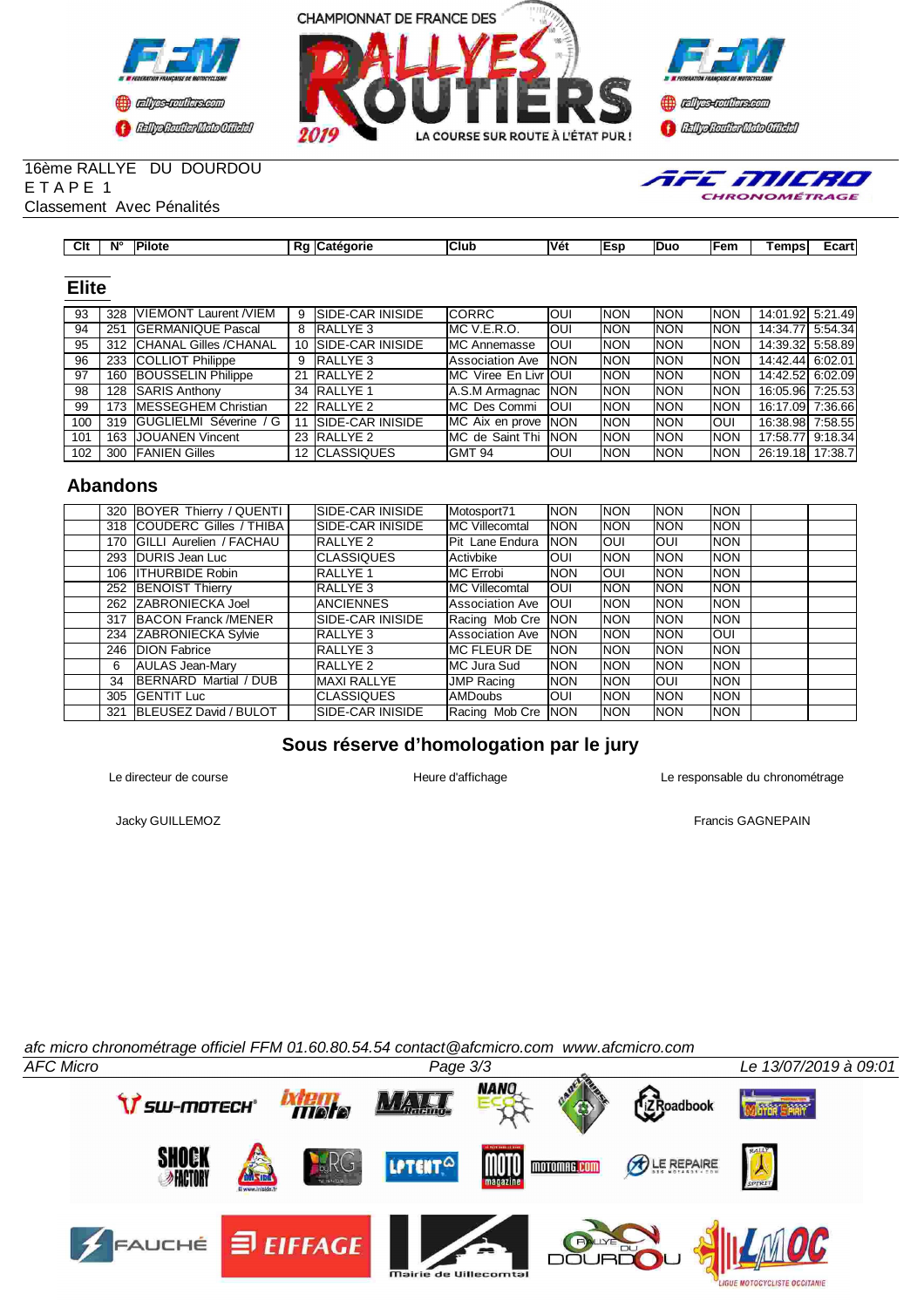16ème RALLYE DU DOURDOU
E T A P E 1
Classement Avec Pénalités

## Elite

| Clt | N° | Pilote | Rg | Catégorie | Club | Vét | Esp | Duo | Fem | Temps | Ecart |
|---|---|---|---|---|---|---|---|---|---|---|---|
| 93 | 328 | VIEMONT Laurent /VIEM | 9 | SIDE-CAR INISIDE | CORRC | OUI | NON | NON | NON | 14:01.92 | 5:21.49 |
| 94 | 251 | GERMANIQUE Pascal | 8 | RALLYE 3 | MC V.E.R.O. | OUI | NON | NON | NON | 14:34.77 | 5:54.34 |
| 95 | 312 | CHANAL Gilles /CHANAL | 10 | SIDE-CAR INISIDE | MC Annemasse | OUI | NON | NON | NON | 14:39.32 | 5:58.89 |
| 96 | 233 | COLLIOT Philippe | 9 | RALLYE 3 | Association Ave | NON | NON | NON | NON | 14:42.44 | 6:02.01 |
| 97 | 160 | BOUSSELIN Philippe | 21 | RALLYE 2 | MC Viree En Livr | OUI | NON | NON | NON | 14:42.52 | 6:02.09 |
| 98 | 128 | SARIS Anthony | 34 | RALLYE 1 | A.S.M Armagnac | NON | NON | NON | NON | 16:05.96 | 7:25.53 |
| 99 | 173 | MESSEGHEM Christian | 22 | RALLYE 2 | MC Des Commi | OUI | NON | NON | NON | 16:17.09 | 7:36.66 |
| 100 | 319 | GUGLIELMI Séverine / G | 11 | SIDE-CAR INISIDE | MC Aix en prove | NON | NON | NON | OUI | 16:38.98 | 7:58.55 |
| 101 | 163 | JOUANEN Vincent | 23 | RALLYE 2 | MC de Saint Thi | NON | NON | NON | NON | 17:58.77 | 9:18.34 |
| 102 | 300 | FANIEN Gilles | 12 | CLASSIQUES | GMT 94 | OUI | NON | NON | NON | 26:19.18 | 17:38.7 |

## Abandons

| Clt | N° | Pilote | Rg | Catégorie | Club | Vét | Esp | Duo | Fem | Temps | Ecart |
|---|---|---|---|---|---|---|---|---|---|---|---|
| | 320 | BOYER Thierry / QUENTI | | SIDE-CAR INISIDE | Motosport71 | NON | NON | NON | NON | | |
| | 318 | COUDERC Gilles / THIBA | | SIDE-CAR INISIDE | MC Villecomtal | NON | NON | NON | NON | | |
| | 170 | GILLI Aurelien / FACHAU | | RALLYE 2 | Pit Lane Endura | NON | OUI | OUI | NON | | |
| | 293 | DURIS Jean Luc | | CLASSIQUES | Activbike | OUI | NON | NON | NON | | |
| | 106 | ITHURBIDE Robin | | RALLYE 1 | MC Errobi | NON | OUI | NON | NON | | |
| | 252 | BENOIST Thierry | | RALLYE 3 | MC Villecomtal | OUI | NON | NON | NON | | |
| | 262 | ZABRONIECKA Joel | | ANCIENNES | Association Ave | OUI | NON | NON | NON | | |
| | 317 | BACON Franck /MENER | | SIDE-CAR INISIDE | Racing Mob Cre | NON | NON | NON | NON | | |
| | 234 | ZABRONIECKA Sylvie | | RALLYE 3 | Association Ave | NON | NON | NON | OUI | | |
| | 246 | DION Fabrice | | RALLYE 3 | MC FLEUR DE | NON | NON | NON | NON | | |
| | 6 | AULAS Jean-Mary | | RALLYE 2 | MC Jura Sud | NON | NON | NON | NON | | |
| | 34 | BERNARD Martial / DUB | | MAXI RALLYE | JMP Racing | NON | NON | OUI | NON | | |
| | 305 | GENTIT Luc | | CLASSIQUES | AMDoubs | OUI | NON | NON | NON | | |
| | 321 | BLEUSEZ David / BULOT | | SIDE-CAR INISIDE | Racing Mob Cre | NON | NON | NON | NON | | |

**Sous réserve d'homologation par le jury**

Le directeur de course — Heure d'affichage — Le responsable du chronométrage

Jacky GUILLEMOZ — Francis GAGNEPAIN

*afc micro chronométrage officiel FFM 01.60.80.54.54 contact@afcmicro.com www.afcmicro.com*

*AFC Micro* — *Le 13/07/2019 à 09:01*